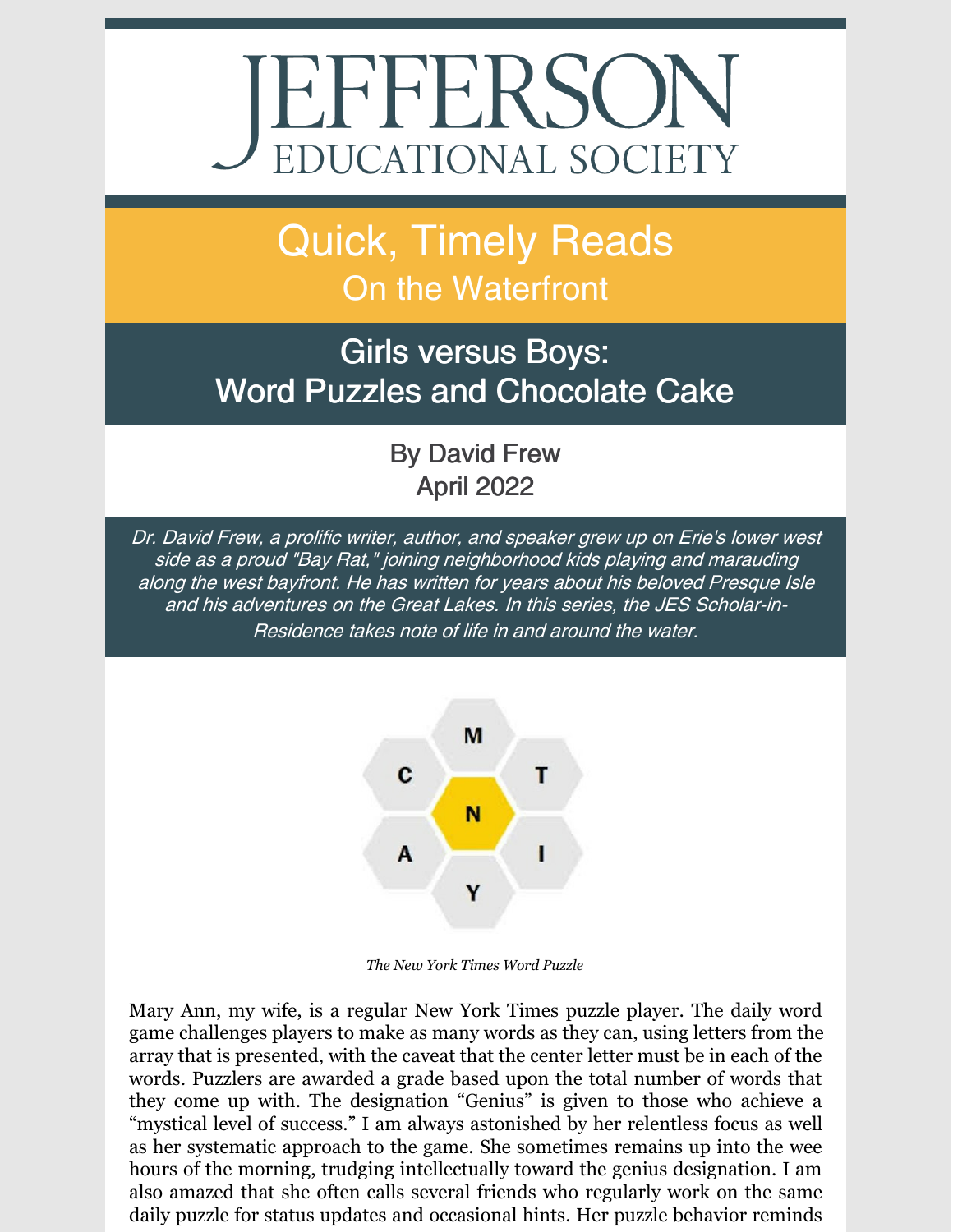# JEFFERSON EDUCATIONAL SOCIETY

## Quick, Timely Reads
### On the Waterfront

## Girls versus Boys: Word Puzzles and Chocolate Cake

By David Frew
April 2022

*Dr. David Frew, a prolific writer, author, and speaker grew up on Erie's lower west side as a proud "Bay Rat," joining neighborhood kids playing and marauding along the west bayfront. He has written for years about his beloved Presque Isle and his adventures on the Great Lakes. In this series, the JES Scholar-in-Residence takes note of life in and around the water.*

M C T N A I Y

*The New York Times Word Puzzle*

Mary Ann, my wife, is a regular New York Times puzzle player. The daily word game challenges players to make as many words as they can, using letters from the array that is presented, with the caveat that the center letter must be in each of the words. Puzzlers are awarded a grade based upon the total number of words that they come up with. The designation "Genius" is given to those who achieve a "mystical level of success." I am always astonished by her relentless focus as well as her systematic approach to the game. She sometimes remains up into the wee hours of the morning, trudging intellectually toward the genius designation. I am also amazed that she often calls several friends who regularly work on the same daily puzzle for status updates and occasional hints. Her puzzle behavior reminds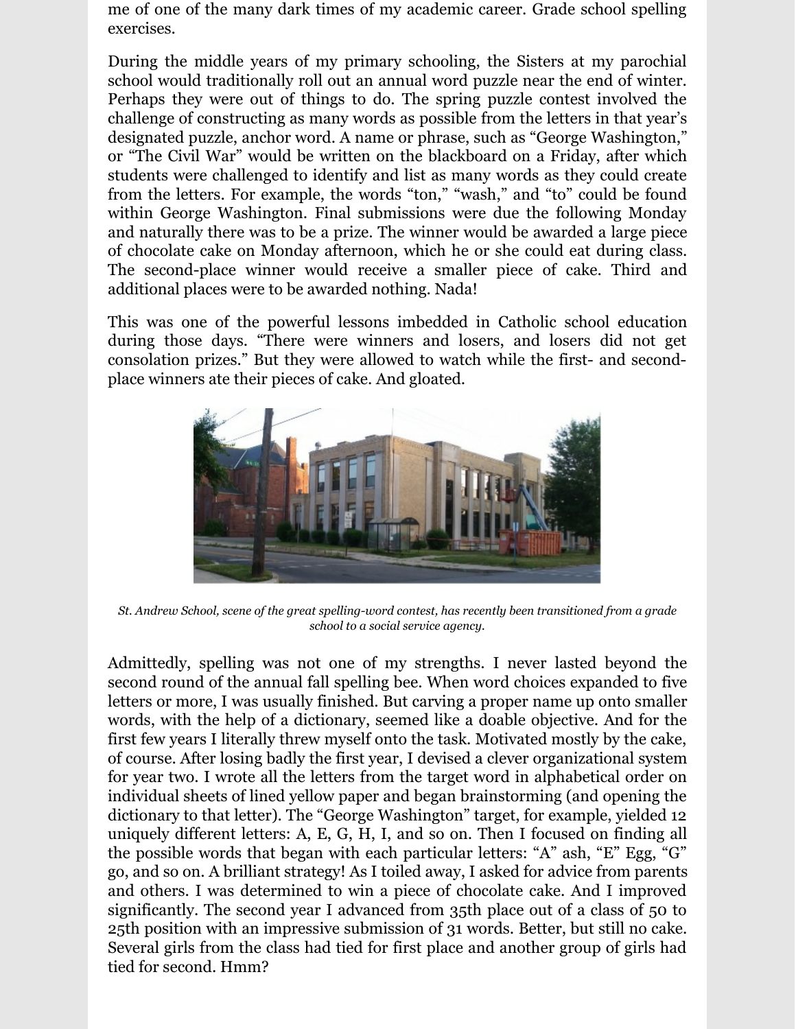me of one of the many dark times of my academic career. Grade school spelling exercises.

During the middle years of my primary schooling, the Sisters at my parochial school would traditionally roll out an annual word puzzle near the end of winter. Perhaps they were out of things to do. The spring puzzle contest involved the challenge of constructing as many words as possible from the letters in that year's designated puzzle, anchor word. A name or phrase, such as "George Washington," or "The Civil War" would be written on the blackboard on a Friday, after which students were challenged to identify and list as many words as they could create from the letters. For example, the words "ton," "wash," and "to" could be found within George Washington. Final submissions were due the following Monday and naturally there was to be a prize. The winner would be awarded a large piece of chocolate cake on Monday afternoon, which he or she could eat during class. The second-place winner would receive a smaller piece of cake. Third and additional places were to be awarded nothing. Nada!

This was one of the powerful lessons imbedded in Catholic school education during those days. "There were winners and losers, and losers did not get consolation prizes." But they were allowed to watch while the first- and second-place winners ate their pieces of cake. And gloated.

*St. Andrew School, scene of the great spelling-word contest, has recently been transitioned from a grade school to a social service agency.*

Admittedly, spelling was not one of my strengths. I never lasted beyond the second round of the annual fall spelling bee. When word choices expanded to five letters or more, I was usually finished. But carving a proper name up onto smaller words, with the help of a dictionary, seemed like a doable objective. And for the first few years I literally threw myself onto the task. Motivated mostly by the cake, of course. After losing badly the first year, I devised a clever organizational system for year two. I wrote all the letters from the target word in alphabetical order on individual sheets of lined yellow paper and began brainstorming (and opening the dictionary to that letter). The "George Washington" target, for example, yielded 12 uniquely different letters: A, E, G, H, I, and so on. Then I focused on finding all the possible words that began with each particular letters: "A" ash, "E" Egg, "G" go, and so on. A brilliant strategy! As I toiled away, I asked for advice from parents and others. I was determined to win a piece of chocolate cake. And I improved significantly. The second year I advanced from 35th place out of a class of 50 to 25th position with an impressive submission of 31 words. Better, but still no cake. Several girls from the class had tied for first place and another group of girls had tied for second. Hmm?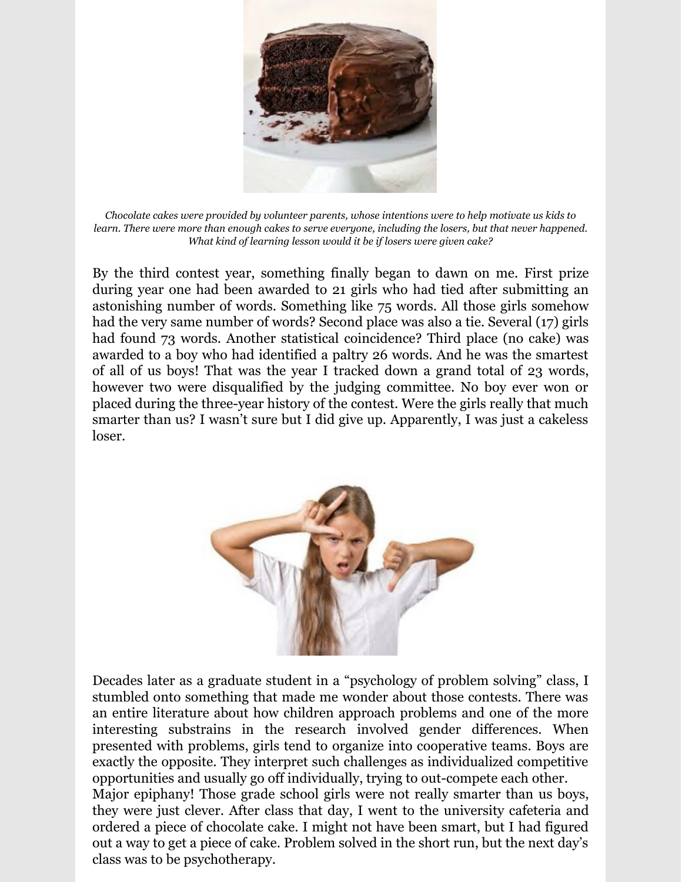*Chocolate cakes were provided by volunteer parents, whose intentions were to help motivate us kids to learn. There were more than enough cakes to serve everyone, including the losers, but that never happened. What kind of learning lesson would it be if losers were given cake?*

By the third contest year, something finally began to dawn on me. First prize during year one had been awarded to 21 girls who had tied after submitting an astonishing number of words. Something like 75 words. All those girls somehow had the very same number of words? Second place was also a tie. Several (17) girls had found 73 words. Another statistical coincidence? Third place (no cake) was awarded to a boy who had identified a paltry 26 words. And he was the smartest of all of us boys! That was the year I tracked down a grand total of 23 words, however two were disqualified by the judging committee. No boy ever won or placed during the three-year history of the contest. Were the girls really that much smarter than us? I wasn't sure but I did give up. Apparently, I was just a cakeless loser.

Decades later as a graduate student in a "psychology of problem solving" class, I stumbled onto something that made me wonder about those contests. There was an entire literature about how children approach problems and one of the more interesting substrains in the research involved gender differences. When presented with problems, girls tend to organize into cooperative teams. Boys are exactly the opposite. They interpret such challenges as individualized competitive opportunities and usually go off individually, trying to out-compete each other.

Major epiphany! Those grade school girls were not really smarter than us boys, they were just clever. After class that day, I went to the university cafeteria and ordered a piece of chocolate cake. I might not have been smart, but I had figured out a way to get a piece of cake. Problem solved in the short run, but the next day's class was to be psychotherapy.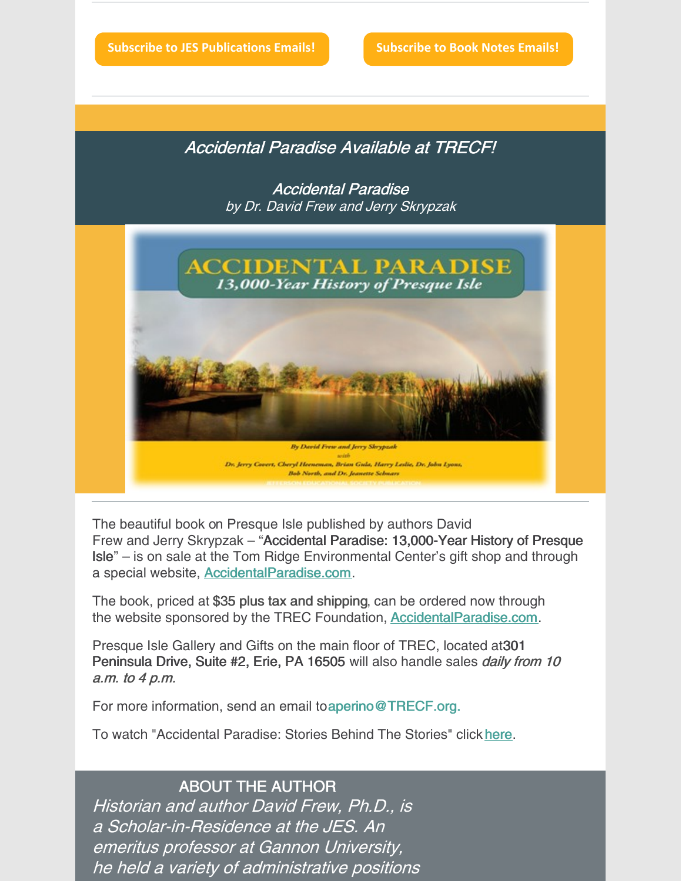Subscribe to JES Publications Emails!

Subscribe to Book Notes Emails!

## *Accidental Paradise Available at TRECF!*

### *Accidental Paradise*

*by Dr. David Frew and Jerry Skrypzak*

The beautiful book on Presque Isle published by authors David Frew and Jerry Skrypzak – "**Accidental Paradise: 13,000-Year History of Presque Isle**" – is on sale at the Tom Ridge Environmental Center's gift shop and through a special website, AccidentalParadise.com.

The book, priced at **$35 plus tax and shipping**, can be ordered now through the website sponsored by the TREC Foundation, AccidentalParadise.com.

Presque Isle Gallery and Gifts on the main floor of TREC, located at**301 Peninsula Drive, Suite #2, Erie, PA 16505** will also handle sales *daily from 10 a.m. to 4 p.m.*

For more information, send an email toaperino@TRECF.org.

To watch "Accidental Paradise: Stories Behind The Stories" click here.

## ABOUT THE AUTHOR

*Historian and author David Frew, Ph.D., is a Scholar-in-Residence at the JES. An emeritus professor at Gannon University, he held a variety of administrative positions*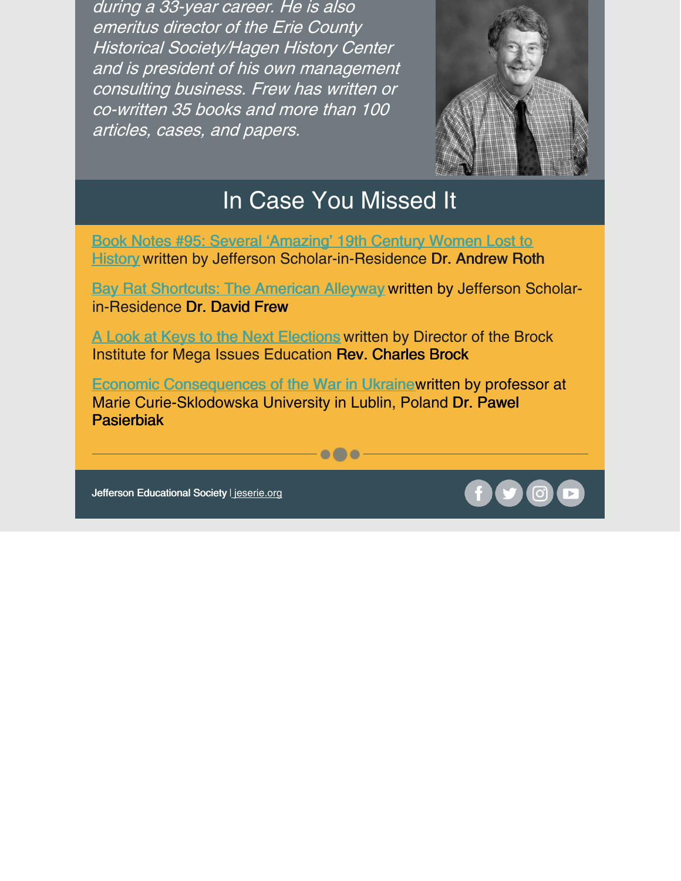*during a 33-year career. He is also emeritus director of the Erie County Historical Society/Hagen History Center and is president of his own management consulting business. Frew has written or co-written 35 books and more than 100 articles, cases, and papers.*

## In Case You Missed It

Book Notes #95: Several 'Amazing' 19th Century Women Lost to History written by Jefferson Scholar-in-Residence **Dr. Andrew Roth**

Bay Rat Shortcuts: The American Alleyway written by Jefferson Scholar-in-Residence **Dr. David Frew**

A Look at Keys to the Next Elections written by Director of the Brock Institute for Mega Issues Education **Rev. Charles Brock**

Economic Consequences of the War in Ukrainewritten by professor at Marie Curie-Sklodowska University in Lublin, Poland **Dr. Pawel Pasierbiak**

Jefferson Educational Society | jeserie.org